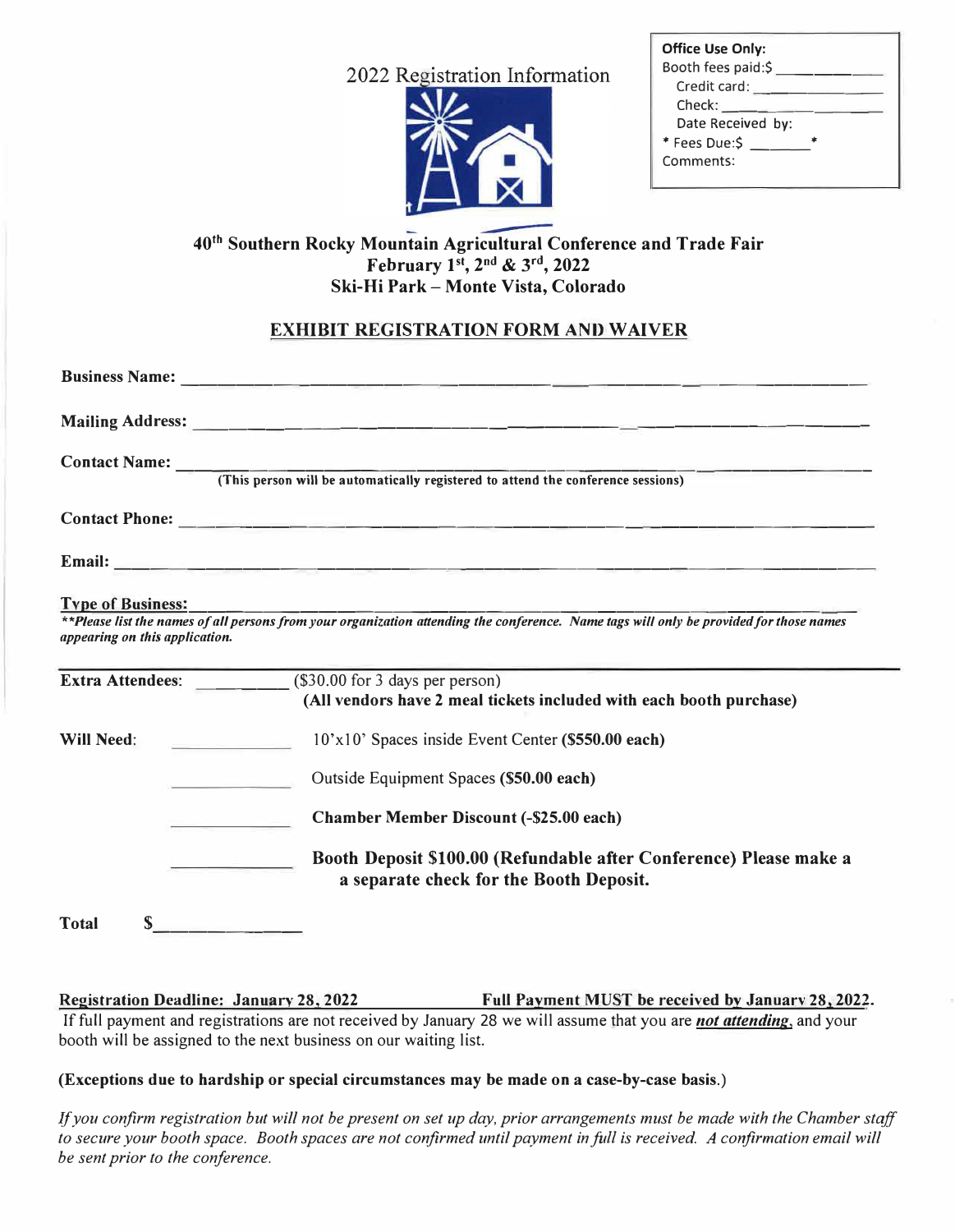2022 Registration Information

| Office Use Only: |
|---|
| Booth fees paid:$ ___________ |
| Credit card: ___________ |
| Check: ___________ |
| Date Received by: |
| * Fees Due:$ _______ * |
| Comments: |

## 40th Southern Rocky Mountain Agricultural Conference and Trade Fair
## February 1st, 2nd & 3rd, 2022
## Ski-Hi Park – Monte Vista, Colorado

### EXHIBIT REGISTRATION FORM AND WAIVER

**Business Name:** ______________________________________________

**Mailing Address:** ______________________________________________

**Contact Name:** ______________________________________________
**(This person will be automatically registered to attend the conference sessions)**

**Contact Phone:** ______________________________________________

**Email:** ______________________________________________

**Type of Business:** ______________________________________________

***\*\*Please list the names of all persons from your organization attending the conference. Name tags will only be provided for those names appearing on this application.***

**Extra Attendees:** __________ ($30.00 for 3 days per person)
**(All vendors have 2 meal tickets included with each booth purchase)**

**Will Need:** __________ 10'x10' Spaces inside Event Center **($550.00 each)**

__________ Outside Equipment Spaces **($50.00 each)**

__________ **Chamber Member Discount (-$25.00 each)**

__________ **Booth Deposit $100.00 (Refundable after Conference) Please make a separate check for the Booth Deposit.**

**Total** **$**__________

**Registration Deadline: January 28, 2022** **Full Payment MUST be received by January 28, 2022.**
If full payment and registrations are not received by January 28 we will assume that you are ***not attending***, and your booth will be assigned to the next business on our waiting list.

**(Exceptions due to hardship or special circumstances may be made on a case-by-case basis.)**

*If you confirm registration but will not be present on set up day, prior arrangements must be made with the Chamber staff to secure your booth space. Booth spaces are not confirmed until payment in full is received. A confirmation email will be sent prior to the conference.*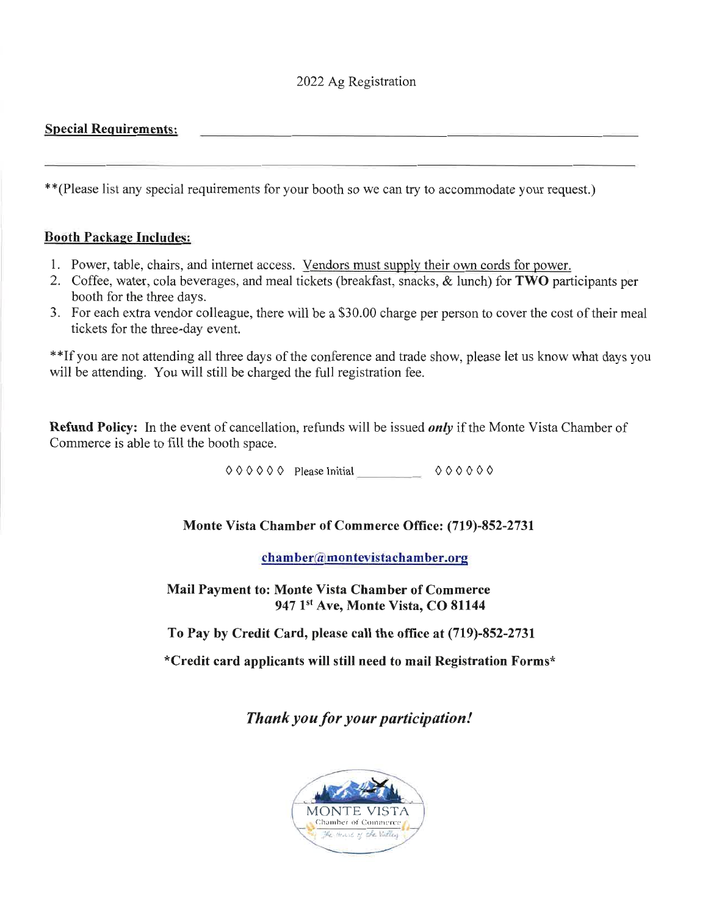2022 Ag Registration

**Special Requirements:** \_\_\_\_\_\_\_\_\_\_\_\_\_\_\_\_\_\_\_\_\_\_\_\_\_\_\_\_\_\_\_\_\_\_\_\_\_\_\_\_\_\_\_\_\_\_\_\_\_\_\_\_\_\_\_\_\_\_\_\_\_\_\_\_

\_\_\_\_\_\_\_\_\_\_\_\_\_\_\_\_\_\_\_\_\_\_\_\_\_\_\_\_\_\_\_\_\_\_\_\_\_\_\_\_\_\_\_\_\_\_\_\_\_\_\_\_\_\_\_\_\_\_\_\_\_\_\_\_\_\_\_\_\_\_\_\_\_\_\_\_\_\_\_\_\_\_\_\_\_\_\_\_

**(Please list any special requirements for your booth so we can try to accommodate your request.)

**Booth Package Includes:**

1. Power, table, chairs, and internet access. Vendors must supply their own cords for power.
2. Coffee, water, cola beverages, and meal tickets (breakfast, snacks, & lunch) for **TWO** participants per booth for the three days.
3. For each extra vendor colleague, there will be a $30.00 charge per person to cover the cost of their meal tickets for the three-day event.

**If you are not attending all three days of the conference and trade show, please let us know what days you will be attending. You will still be charged the full registration fee.

**Refund Policy:** In the event of cancellation, refunds will be issued ***only*** if the Monte Vista Chamber of Commerce is able to fill the booth space.

◊ ◊ ◊ ◊ ◊ ◊ Please Initial \_\_\_\_\_\_\_\_\_\_ ◊ ◊ ◊ ◊ ◊ ◊

**Monte Vista Chamber of Commerce Office: (719)-852-2731**

**chamber@montevistachamber.org**

**Mail Payment to: Monte Vista Chamber of Commerce**
**947 1st Ave, Monte Vista, CO 81144**

**To Pay by Credit Card, please call the office at (719)-852-2731**

***Credit card applicants will still need to mail Registration Forms***

***Thank you for your participation!***

MONTE VISTA
Chamber of Commerce
The Heart of the Valley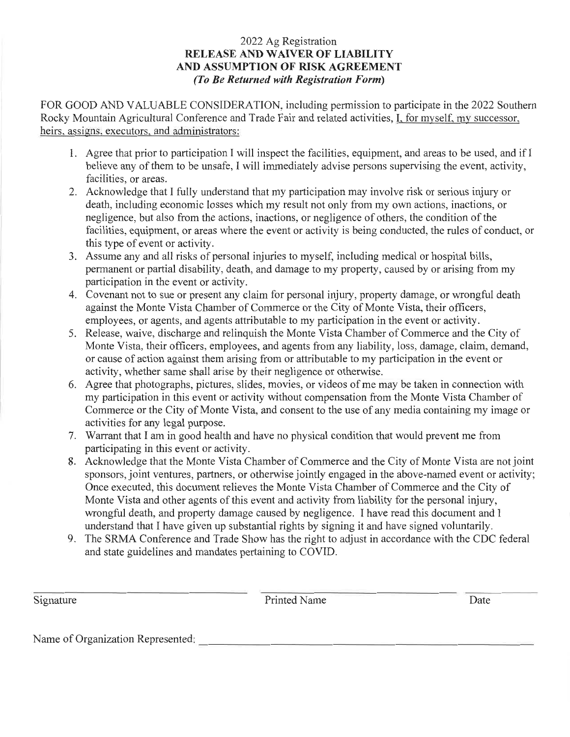2022 Ag Registration

**RELEASE AND WAIVER OF LIABILITY AND ASSUMPTION OF RISK AGREEMENT**

***(To Be Returned with Registration Form)***

FOR GOOD AND VALUABLE CONSIDERATION, including permission to participate in the 2022 Southern Rocky Mountain Agricultural Conference and Trade Fair and related activities, I, for myself, my successor, heirs, assigns, executors, and administrators:

1. Agree that prior to participation I will inspect the facilities, equipment, and areas to be used, and if I believe any of them to be unsafe, I will immediately advise persons supervising the event, activity, facilities, or areas.
2. Acknowledge that I fully understand that my participation may involve risk or serious injury or death, including economic losses which my result not only from my own actions, inactions, or negligence, but also from the actions, inactions, or negligence of others, the condition of the facilities, equipment, or areas where the event or activity is being conducted, the rules of conduct, or this type of event or activity.
3. Assume any and all risks of personal injuries to myself, including medical or hospital bills, permanent or partial disability, death, and damage to my property, caused by or arising from my participation in the event or activity.
4. Covenant not to sue or present any claim for personal injury, property damage, or wrongful death against the Monte Vista Chamber of Commerce or the City of Monte Vista, their officers, employees, or agents, and agents attributable to my participation in the event or activity.
5. Release, waive, discharge and relinquish the Monte Vista Chamber of Commerce and the City of Monte Vista, their officers, employees, and agents from any liability, loss, damage, claim, demand, or cause of action against them arising from or attributable to my participation in the event or activity, whether same shall arise by their negligence or otherwise.
6. Agree that photographs, pictures, slides, movies, or videos of me may be taken in connection with my participation in this event or activity without compensation from the Monte Vista Chamber of Commerce or the City of Monte Vista, and consent to the use of any media containing my image or activities for any legal purpose.
7. Warrant that I am in good health and have no physical condition that would prevent me from participating in this event or activity.
8. Acknowledge that the Monte Vista Chamber of Commerce and the City of Monte Vista are not joint sponsors, joint ventures, partners, or otherwise jointly engaged in the above-named event or activity; Once executed, this document relieves the Monte Vista Chamber of Commerce and the City of Monte Vista and other agents of this event and activity from liability for the personal injury, wrongful death, and property damage caused by negligence. I have read this document and I understand that I have given up substantial rights by signing it and have signed voluntarily.
9. The SRMA Conference and Trade Show has the right to adjust in accordance with the CDC federal and state guidelines and mandates pertaining to COVID.

______________________________ ______________________________ __________

Signature Printed Name Date

Name of Organization Represented: ______________________________________________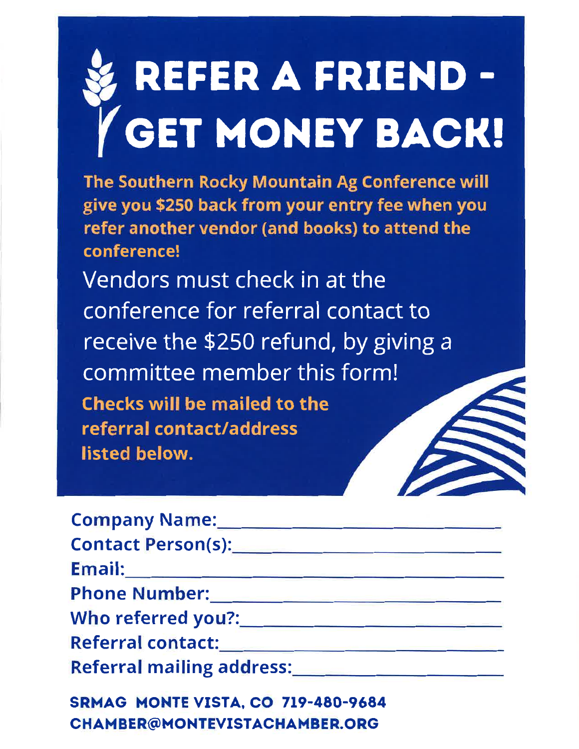# REFER A FRIEND - GET MONEY BACK!

**The Southern Rocky Mountain Ag Conference will give you $250 back from your entry fee when you refer another vendor (and books) to attend the conference!**

Vendors must check in at the conference for referral contact to receive the $250 refund, by giving a committee member this form!

**Checks will be mailed to the referral contact/address listed below.**

**Company Name:** ______________________________

**Contact Person(s):** ______________________________

**Email:** ______________________________

**Phone Number:** ______________________________

**Who referred you?:** ______________________________

**Referral contact:** ______________________________

**Referral mailing address:** ______________________________

**SRMAG MONTE VISTA, CO 719-480-9684**
**CHAMBER@MONTEVISTACHAMBER.ORG**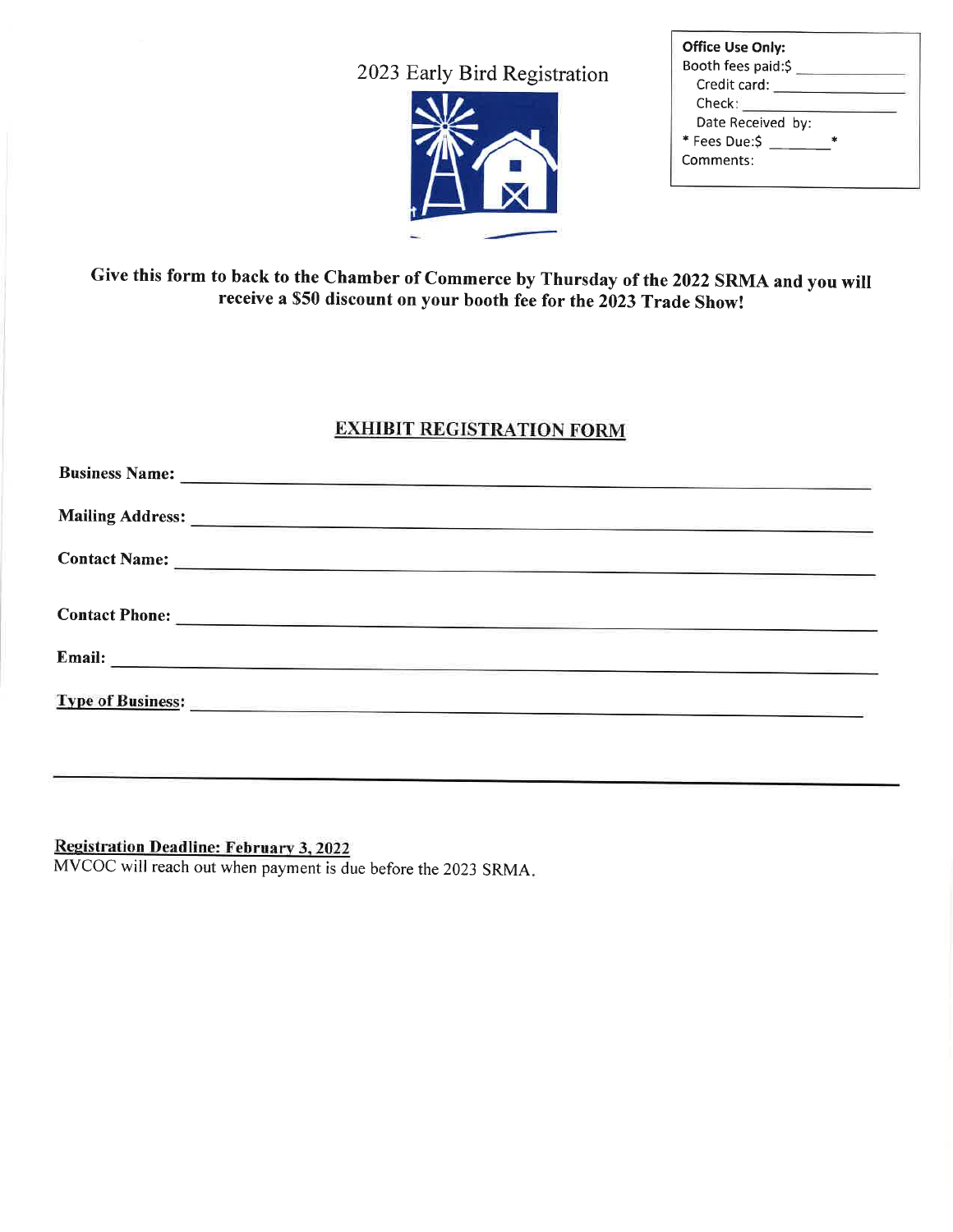# 2023 Early Bird Registration

**Office Use Only:**
Booth fees paid:$ ____________
Credit card: ______________
Check: ________________
Date Received by:
\* Fees Due:$ _______ \*
Comments:

**Give this form to back to the Chamber of Commerce by Thursday of the 2022 SRMA and you will receive a $50 discount on your booth fee for the 2023 Trade Show!**

## EXHIBIT REGISTRATION FORM

**Business Name:** ______________________________________________

**Mailing Address:** ______________________________________________

**Contact Name:** ______________________________________________

**Contact Phone:** ______________________________________________

**Email:** ______________________________________________

**Type of Business:** ______________________________________________

______________________________________________

**Registration Deadline: February 3, 2022**
MVCOC will reach out when payment is due before the 2023 SRMA.